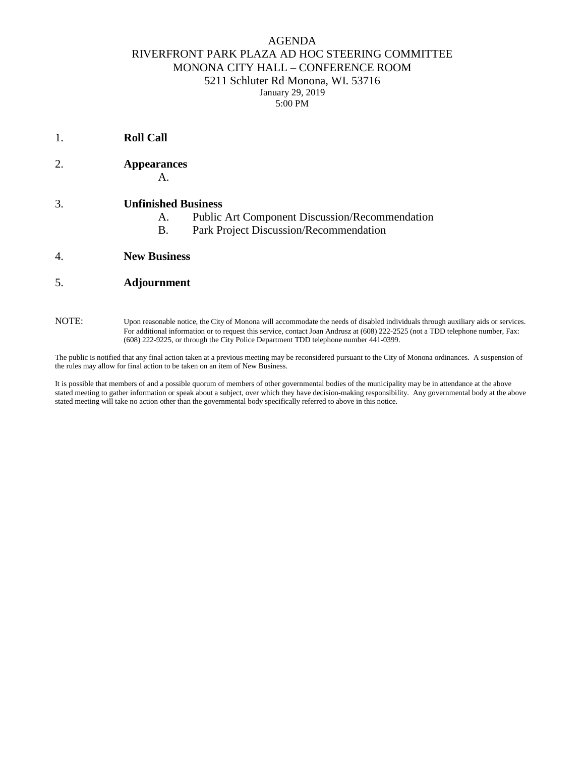# AGENDA

## RIVERFRONT PARK PLAZA AD HOC STEERING COMMITTEE

MONONA CITY HALL – CONFERENCE ROOM
5211 Schluter Rd Monona, WI. 53716
January 29, 2019
5:00 PM

1. **Roll Call**

2. **Appearances**
   A.

3. **Unfinished Business**
   A. Public Art Component Discussion/Recommendation
   B. Park Project Discussion/Recommendation

4. **New Business**

5. **Adjournment**

NOTE: Upon reasonable notice, the City of Monona will accommodate the needs of disabled individuals through auxiliary aids or services. For additional information or to request this service, contact Joan Andrusz at (608) 222-2525 (not a TDD telephone number, Fax: (608) 222-9225, or through the City Police Department TDD telephone number 441-0399.

The public is notified that any final action taken at a previous meeting may be reconsidered pursuant to the City of Monona ordinances. A suspension of the rules may allow for final action to be taken on an item of New Business.

It is possible that members of and a possible quorum of members of other governmental bodies of the municipality may be in attendance at the above stated meeting to gather information or speak about a subject, over which they have decision-making responsibility. Any governmental body at the above stated meeting will take no action other than the governmental body specifically referred to above in this notice.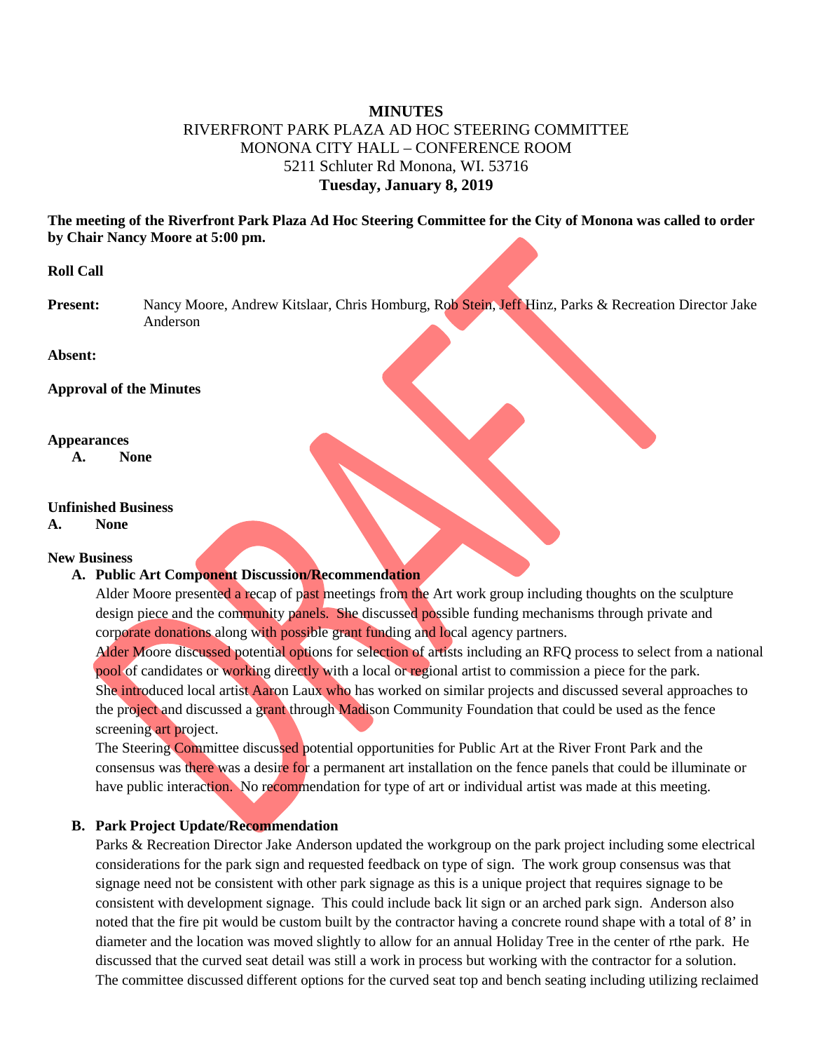**MINUTES**

RIVERFRONT PARK PLAZA AD HOC STEERING COMMITTEE
MONONA CITY HALL – CONFERENCE ROOM
5211 Schluter Rd Monona, WI. 53716
**Tuesday, January 8, 2019**

**The meeting of the Riverfront Park Plaza Ad Hoc Steering Committee for the City of Monona was called to order by Chair Nancy Moore at 5:00 pm.**

**Roll Call**

**Present:** Nancy Moore, Andrew Kitslaar, Chris Homburg, Rob Stein, Jeff Hinz, Parks & Recreation Director Jake Anderson

**Absent:**

**Approval of the Minutes**

**Appearances**

**A. None**

**Unfinished Business**

**A. None**

**New Business**

**A. Public Art Component Discussion/Recommendation**

Alder Moore presented a recap of past meetings from the Art work group including thoughts on the sculpture design piece and the community panels. She discussed possible funding mechanisms through private and corporate donations along with possible grant funding and local agency partners.

Alder Moore discussed potential options for selection of artists including an RFQ process to select from a national pool of candidates or working directly with a local or regional artist to commission a piece for the park.

She introduced local artist Aaron Laux who has worked on similar projects and discussed several approaches to the project and discussed a grant through Madison Community Foundation that could be used as the fence screening art project.

The Steering Committee discussed potential opportunities for Public Art at the River Front Park and the consensus was there was a desire for a permanent art installation on the fence panels that could be illuminate or have public interaction. No recommendation for type of art or individual artist was made at this meeting.

**B. Park Project Update/Recommendation**

Parks & Recreation Director Jake Anderson updated the workgroup on the park project including some electrical considerations for the park sign and requested feedback on type of sign. The work group consensus was that signage need not be consistent with other park signage as this is a unique project that requires signage to be consistent with development signage. This could include back lit sign or an arched park sign. Anderson also noted that the fire pit would be custom built by the contractor having a concrete round shape with a total of 8' in diameter and the location was moved slightly to allow for an annual Holiday Tree in the center of rthe park. He discussed that the curved seat detail was still a work in process but working with the contractor for a solution. The committee discussed different options for the curved seat top and bench seating including utilizing reclaimed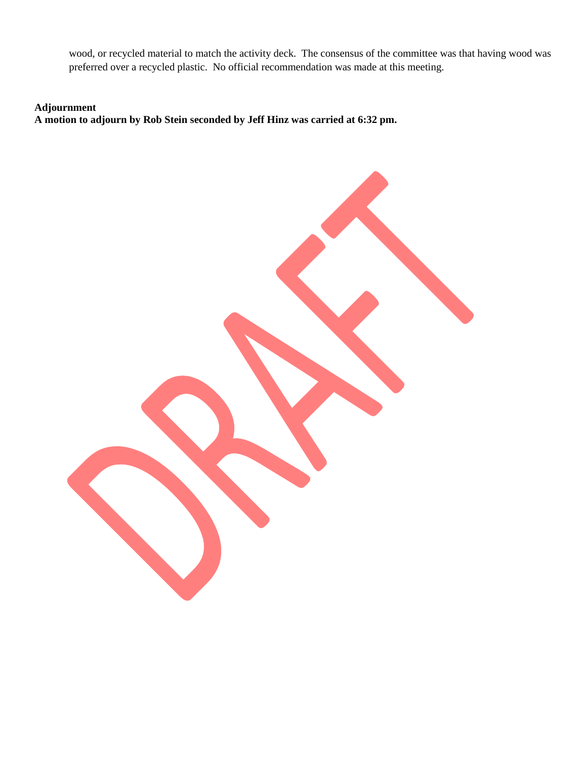wood, or recycled material to match the activity deck. The consensus of the committee was that having wood was preferred over a recycled plastic. No official recommendation was made at this meeting.

**Adjournment**

**A motion to adjourn by Rob Stein seconded by Jeff Hinz was carried at 6:32 pm.**

DRAFT